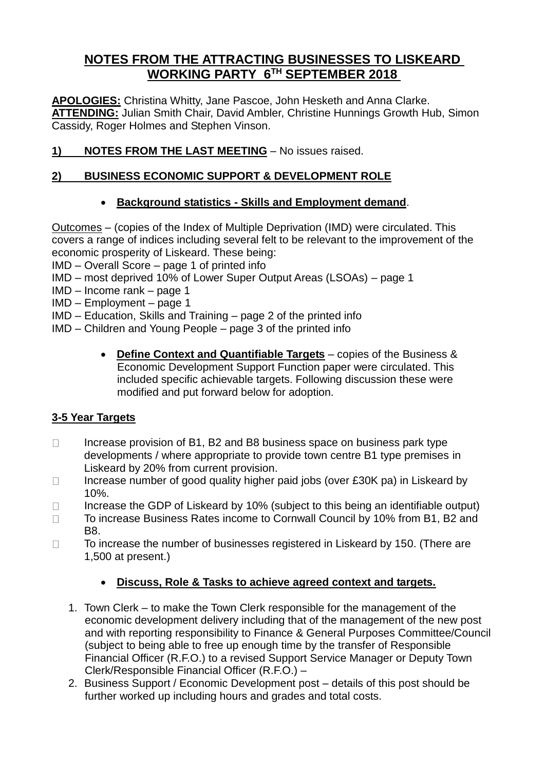# NOTES FROM THE ATTRACTING BUSINESSES TO LISKEARD WORKING PARTY 6TH SEPTEMBER 2018

**APOLOGIES:** Christina Whitty, Jane Pascoe, John Hesketh and Anna Clarke.
**ATTENDING:** Julian Smith Chair, David Ambler, Christine Hunnings Growth Hub, Simon Cassidy, Roger Holmes and Stephen Vinson.

## 1) NOTES FROM THE LAST MEETING – No issues raised.

## 2) BUSINESS ECONOMIC SUPPORT & DEVELOPMENT ROLE

- **Background statistics - Skills and Employment demand**.

Outcomes – (copies of the Index of Multiple Deprivation (IMD) were circulated. This covers a range of indices including several felt to be relevant to the improvement of the economic prosperity of Liskeard. These being:
IMD – Overall Score – page 1 of printed info
IMD – most deprived 10% of Lower Super Output Areas (LSOAs) – page 1
IMD – Income rank – page 1
IMD – Employment – page 1
IMD – Education, Skills and Training – page 2 of the printed info
IMD – Children and Young People – page 3 of the printed info

- **Define Context and Quantifiable Targets** – copies of the Business & Economic Development Support Function paper were circulated. This included specific achievable targets. Following discussion these were modified and put forward below for adoption.

**3-5 Year Targets**

- Increase provision of B1, B2 and B8 business space on business park type developments / where appropriate to provide town centre B1 type premises in Liskeard by 20% from current provision.
- Increase number of good quality higher paid jobs (over £30K pa) in Liskeard by 10%.
- Increase the GDP of Liskeard by 10% (subject to this being an identifiable output)
- To increase Business Rates income to Cornwall Council by 10% from B1, B2 and B8.
- To increase the number of businesses registered in Liskeard by 150. (There are 1,500 at present.)

- **Discuss, Role & Tasks to achieve agreed context and targets.**

1. Town Clerk – to make the Town Clerk responsible for the management of the economic development delivery including that of the management of the new post and with reporting responsibility to Finance & General Purposes Committee/Council (subject to being able to free up enough time by the transfer of Responsible Financial Officer (R.F.O.) to a revised Support Service Manager or Deputy Town Clerk/Responsible Financial Officer (R.F.O.) –
2. Business Support / Economic Development post – details of this post should be further worked up including hours and grades and total costs.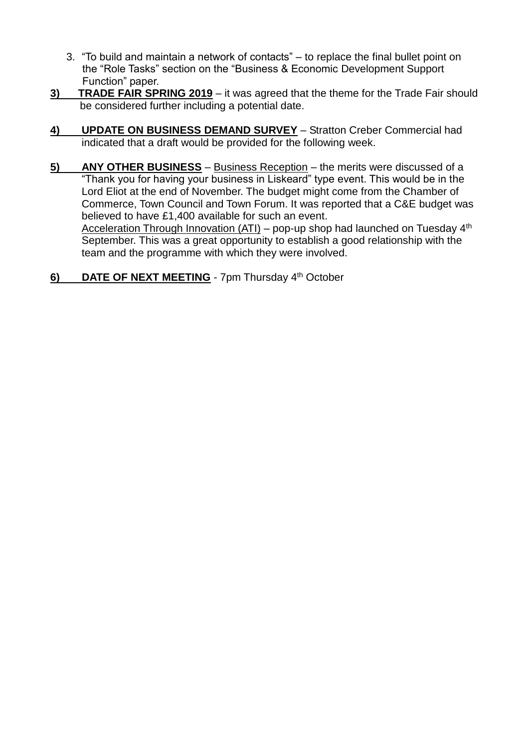3. "To build and maintain a network of contacts" – to replace the final bullet point on the "Role Tasks" section on the "Business & Economic Development Support Function" paper.

**3) TRADE FAIR SPRING 2019** – it was agreed that the theme for the Trade Fair should be considered further including a potential date.

**4) UPDATE ON BUSINESS DEMAND SURVEY** – Stratton Creber Commercial had indicated that a draft would be provided for the following week.

**5) ANY OTHER BUSINESS** – Business Reception – the merits were discussed of a "Thank you for having your business in Liskeard" type event. This would be in the Lord Eliot at the end of November. The budget might come from the Chamber of Commerce, Town Council and Town Forum. It was reported that a C&E budget was believed to have £1,400 available for such an event.
Acceleration Through Innovation (ATI) – pop-up shop had launched on Tuesday 4th September. This was a great opportunity to establish a good relationship with the team and the programme with which they were involved.

**6) DATE OF NEXT MEETING** - 7pm Thursday 4th October